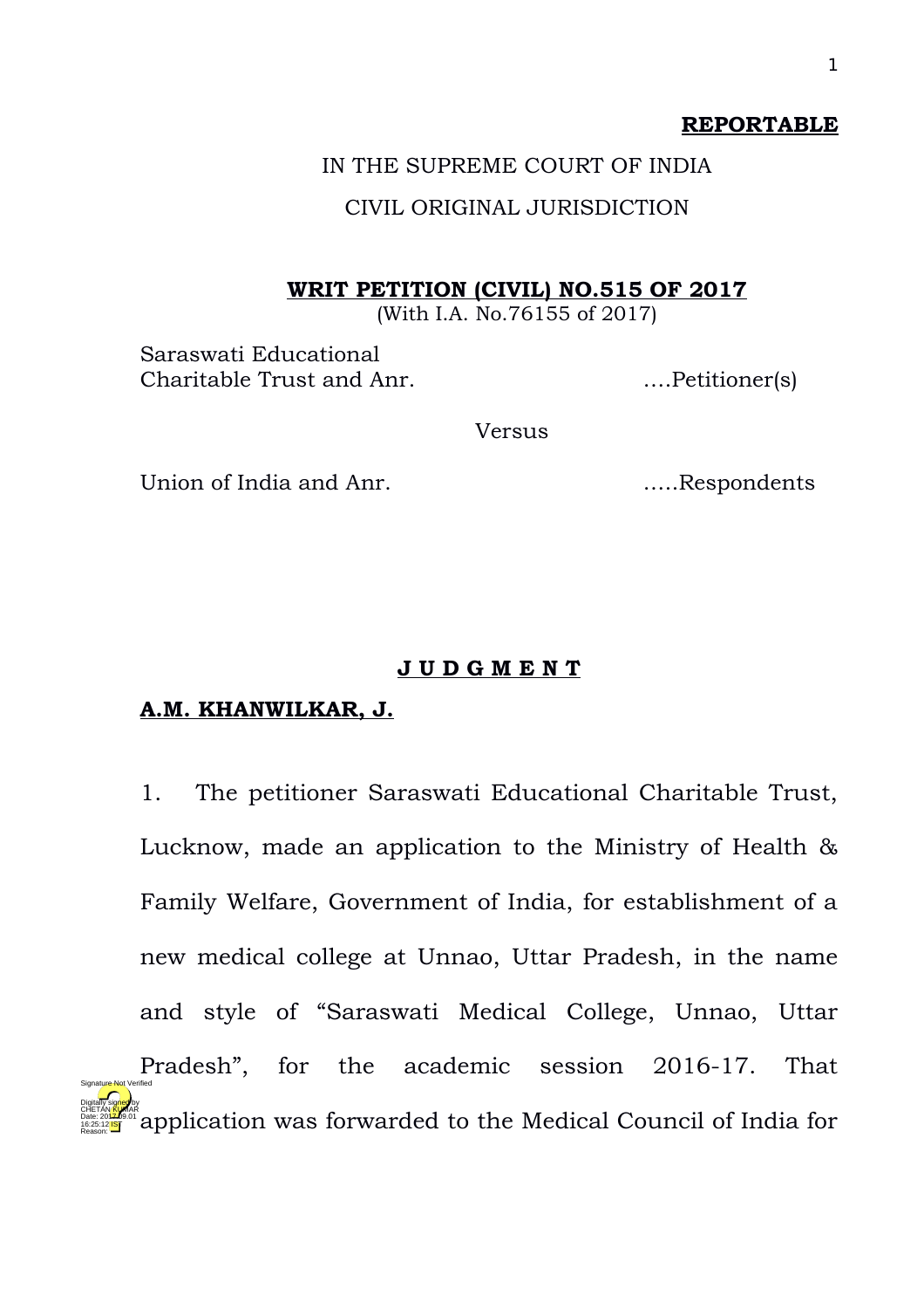**REPORTABLE**

IN THE SUPREME COURT OF INDIA

CIVIL ORIGINAL JURISDICTION

**WRIT PETITION (CIVIL) NO.515 OF 2017**
(With I.A. No.76155 of 2017)

Saraswati Educational Charitable Trust and Anr. ….Petitioner(s)

Versus

Union of India and Anr. …..Respondents

**J U D G M E N T**

**A.M. KHANWILKAR, J.**

1. The petitioner Saraswati Educational Charitable Trust, Lucknow, made an application to the Ministry of Health & Family Welfare, Government of India, for establishment of a new medical college at Unnao, Uttar Pradesh, in the name and style of "Saraswati Medical College, Unnao, Uttar Pradesh", for the academic session 2016-17. That application was forwarded to the Medical Council of India for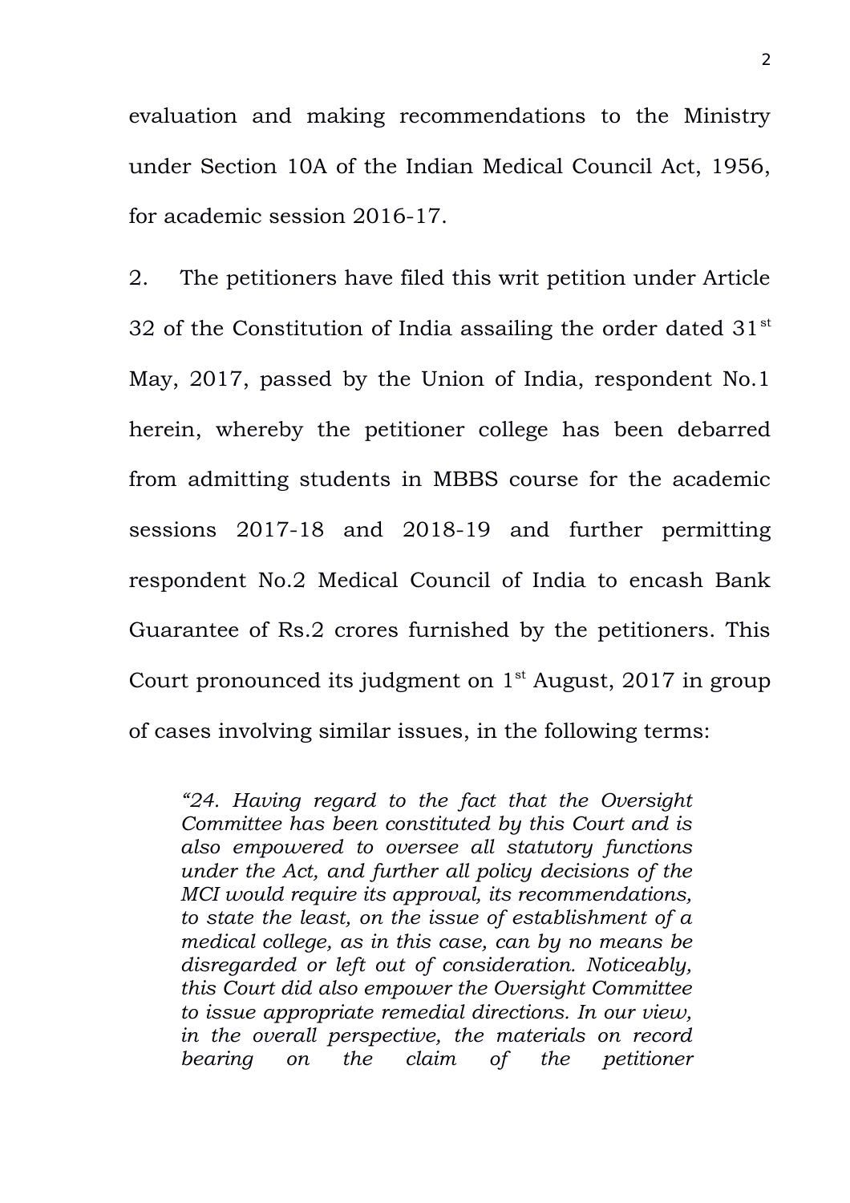evaluation and making recommendations to the Ministry under Section 10A of the Indian Medical Council Act, 1956, for academic session 2016-17.

2. The petitioners have filed this writ petition under Article 32 of the Constitution of India assailing the order dated 31st May, 2017, passed by the Union of India, respondent No.1 herein, whereby the petitioner college has been debarred from admitting students in MBBS course for the academic sessions 2017-18 and 2018-19 and further permitting respondent No.2 Medical Council of India to encash Bank Guarantee of Rs.2 crores furnished by the petitioners. This Court pronounced its judgment on 1st August, 2017 in group of cases involving similar issues, in the following terms:

> *"24. Having regard to the fact that the Oversight Committee has been constituted by this Court and is also empowered to oversee all statutory functions under the Act, and further all policy decisions of the MCI would require its approval, its recommendations, to state the least, on the issue of establishment of a medical college, as in this case, can by no means be disregarded or left out of consideration. Noticeably, this Court did also empower the Oversight Committee to issue appropriate remedial directions. In our view, in the overall perspective, the materials on record bearing on the claim of the petitioner*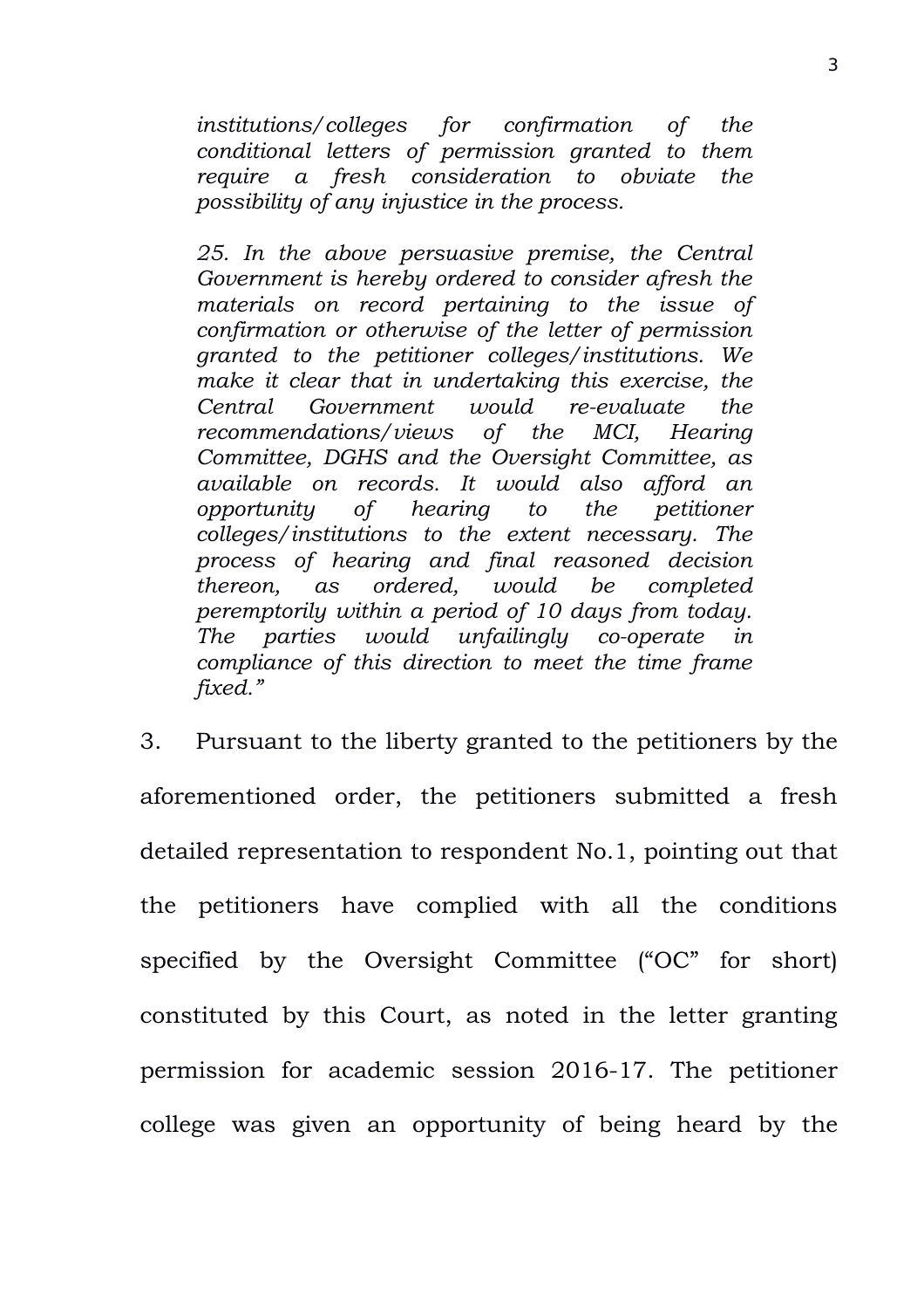*institutions/colleges for confirmation of the conditional letters of permission granted to them require a fresh consideration to obviate the possibility of any injustice in the process.*

*25. In the above persuasive premise, the Central Government is hereby ordered to consider afresh the materials on record pertaining to the issue of confirmation or otherwise of the letter of permission granted to the petitioner colleges/institutions. We make it clear that in undertaking this exercise, the Central Government would re-evaluate the recommendations/views of the MCI, Hearing Committee, DGHS and the Oversight Committee, as available on records. It would also afford an opportunity of hearing to the petitioner colleges/institutions to the extent necessary. The process of hearing and final reasoned decision thereon, as ordered, would be completed peremptorily within a period of 10 days from today. The parties would unfailingly co-operate in compliance of this direction to meet the time frame fixed."*

3. Pursuant to the liberty granted to the petitioners by the aforementioned order, the petitioners submitted a fresh detailed representation to respondent No.1, pointing out that the petitioners have complied with all the conditions specified by the Oversight Committee ("OC" for short) constituted by this Court, as noted in the letter granting permission for academic session 2016-17. The petitioner college was given an opportunity of being heard by the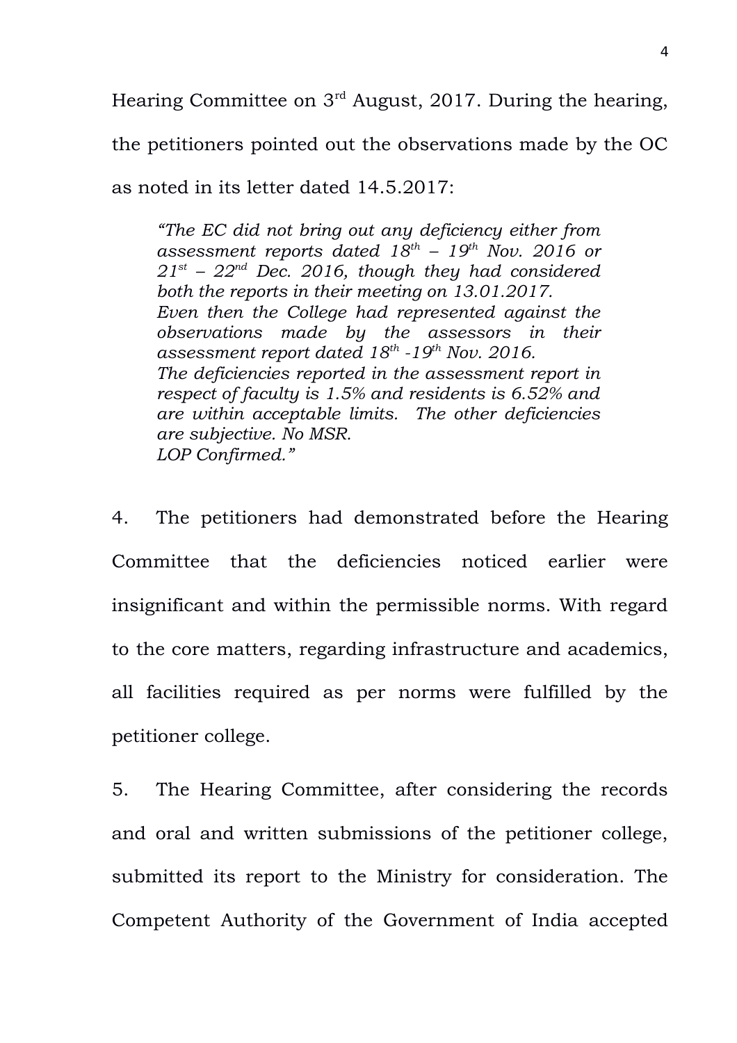Hearing Committee on 3rd August, 2017. During the hearing, the petitioners pointed out the observations made by the OC as noted in its letter dated 14.5.2017:

> *"The EC did not bring out any deficiency either from assessment reports dated 18th – 19th Nov. 2016 or 21st – 22nd Dec. 2016, though they had considered both the reports in their meeting on 13.01.2017.*
> *Even then the College had represented against the observations made by the assessors in their assessment report dated 18th -19th Nov. 2016.*
> *The deficiencies reported in the assessment report in respect of faculty is 1.5% and residents is 6.52% and are within acceptable limits. The other deficiencies are subjective. No MSR.*
> *LOP Confirmed."*

4. The petitioners had demonstrated before the Hearing Committee that the deficiencies noticed earlier were insignificant and within the permissible norms. With regard to the core matters, regarding infrastructure and academics, all facilities required as per norms were fulfilled by the petitioner college.

5. The Hearing Committee, after considering the records and oral and written submissions of the petitioner college, submitted its report to the Ministry for consideration. The Competent Authority of the Government of India accepted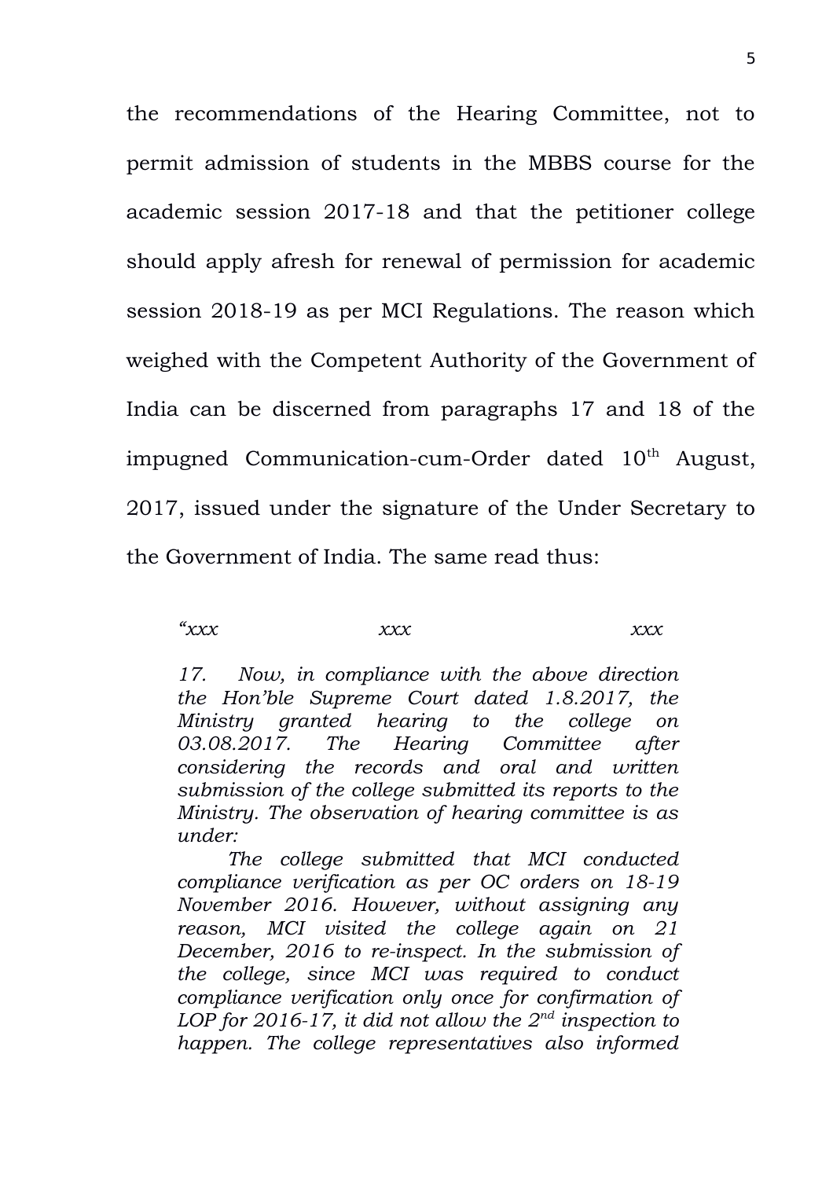the recommendations of the Hearing Committee, not to permit admission of students in the MBBS course for the academic session 2017-18 and that the petitioner college should apply afresh for renewal of permission for academic session 2018-19 as per MCI Regulations. The reason which weighed with the Competent Authority of the Government of India can be discerned from paragraphs 17 and 18 of the impugned Communication-cum-Order dated 10th August, 2017, issued under the signature of the Under Secretary to the Government of India. The same read thus:

> *"xxx xxx xxx*
>
> *17. Now, in compliance with the above direction the Hon'ble Supreme Court dated 1.8.2017, the Ministry granted hearing to the college on 03.08.2017. The Hearing Committee after considering the records and oral and written submission of the college submitted its reports to the Ministry. The observation of hearing committee is as under:*
>
> *The college submitted that MCI conducted compliance verification as per OC orders on 18-19 November 2016. However, without assigning any reason, MCI visited the college again on 21 December, 2016 to re-inspect. In the submission of the college, since MCI was required to conduct compliance verification only once for confirmation of LOP for 2016-17, it did not allow the 2nd inspection to happen. The college representatives also informed*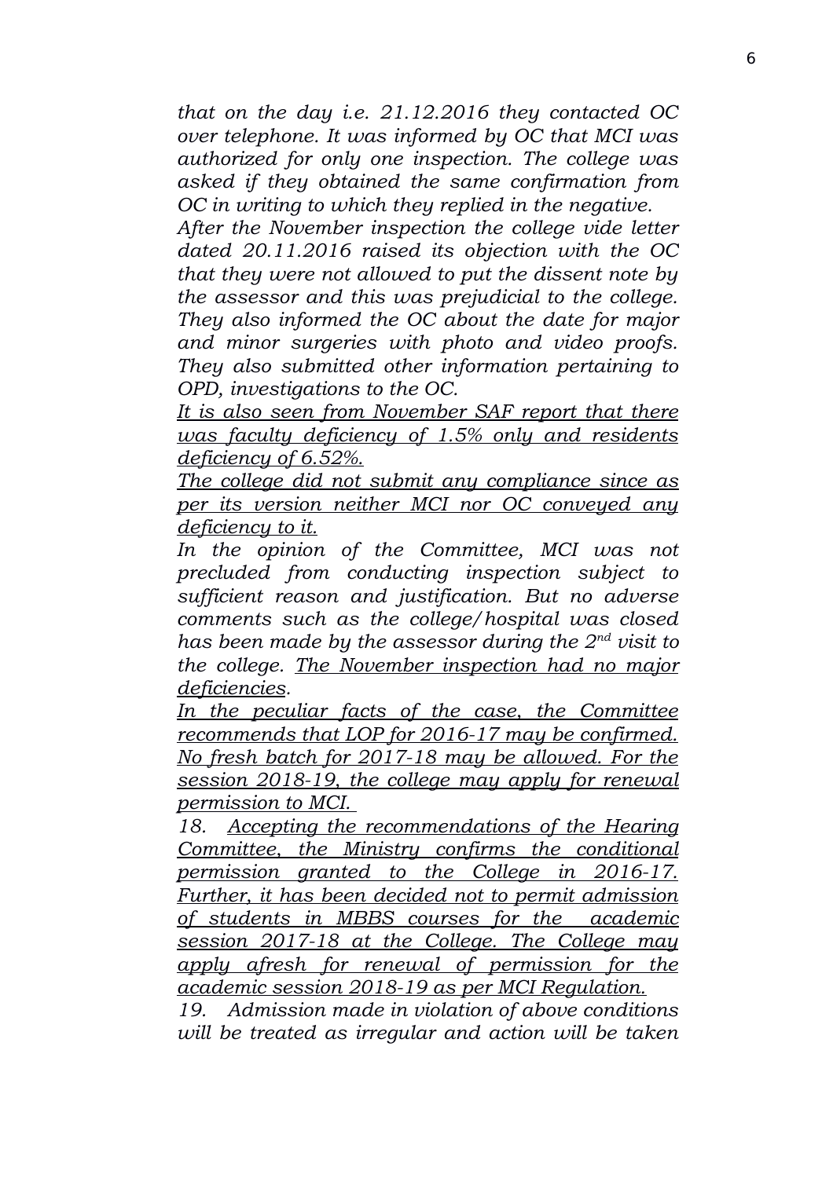*that on the day i.e. 21.12.2016 they contacted OC over telephone. It was informed by OC that MCI was authorized for only one inspection. The college was asked if they obtained the same confirmation from OC in writing to which they replied in the negative.*

*After the November inspection the college vide letter dated 20.11.2016 raised its objection with the OC that they were not allowed to put the dissent note by the assessor and this was prejudicial to the college. They also informed the OC about the date for major and minor surgeries with photo and video proofs. They also submitted other information pertaining to OPD, investigations to the OC.*

*<u>It is also seen from November SAF report that there was faculty deficiency of 1.5% only and residents deficiency of 6.52%.</u>*

*<u>The college did not submit any compliance since as per its version neither MCI nor OC conveyed any deficiency to it.</u>*

*In the opinion of the Committee, MCI was not precluded from conducting inspection subject to sufficient reason and justification. But no adverse comments such as the college/hospital was closed has been made by the assessor during the 2nd visit to the college. <u>The November inspection had no major deficiencies</u>.*

*<u>In the peculiar facts of the case, the Committee recommends that LOP for 2016-17 may be confirmed. No fresh batch for 2017-18 may be allowed. For the session 2018-19, the college may apply for renewal permission to MCI.</u>*

*18. <u>Accepting the recommendations of the Hearing Committee, the Ministry confirms the conditional permission granted to the College in 2016-17. Further, it has been decided not to permit admission of students in MBBS courses for the academic session 2017-18 at the College. The College may apply afresh for renewal of permission for the academic session 2018-19 as per MCI Regulation.</u>*

*19. Admission made in violation of above conditions will be treated as irregular and action will be taken*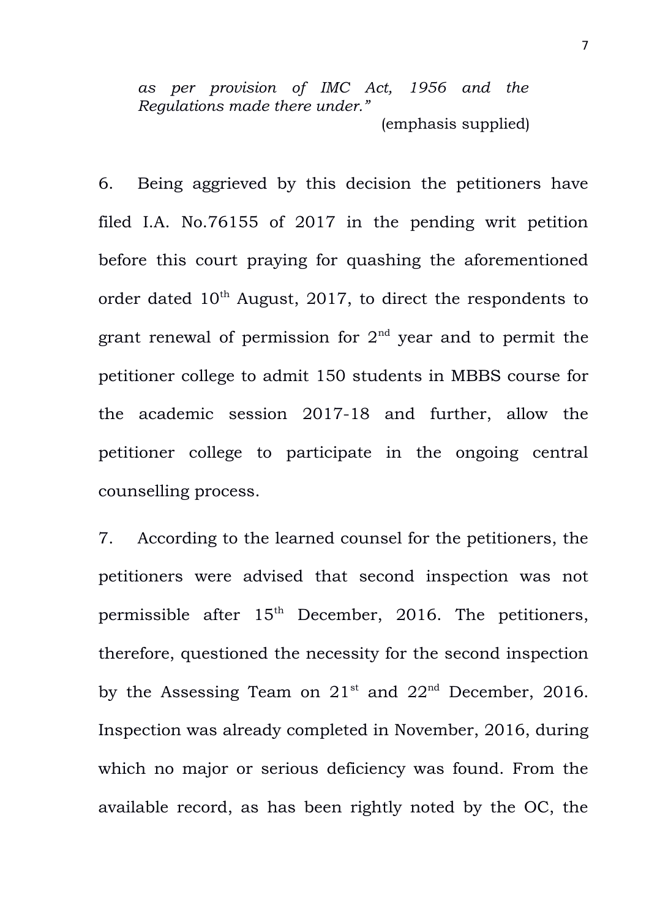*as per provision of IMC Act, 1956 and the Regulations made there under."*

(emphasis supplied)

6. Being aggrieved by this decision the petitioners have filed I.A. No.76155 of 2017 in the pending writ petition before this court praying for quashing the aforementioned order dated 10th August, 2017, to direct the respondents to grant renewal of permission for 2nd year and to permit the petitioner college to admit 150 students in MBBS course for the academic session 2017-18 and further, allow the petitioner college to participate in the ongoing central counselling process.

7. According to the learned counsel for the petitioners, the petitioners were advised that second inspection was not permissible after 15th December, 2016. The petitioners, therefore, questioned the necessity for the second inspection by the Assessing Team on 21st and 22nd December, 2016. Inspection was already completed in November, 2016, during which no major or serious deficiency was found. From the available record, as has been rightly noted by the OC, the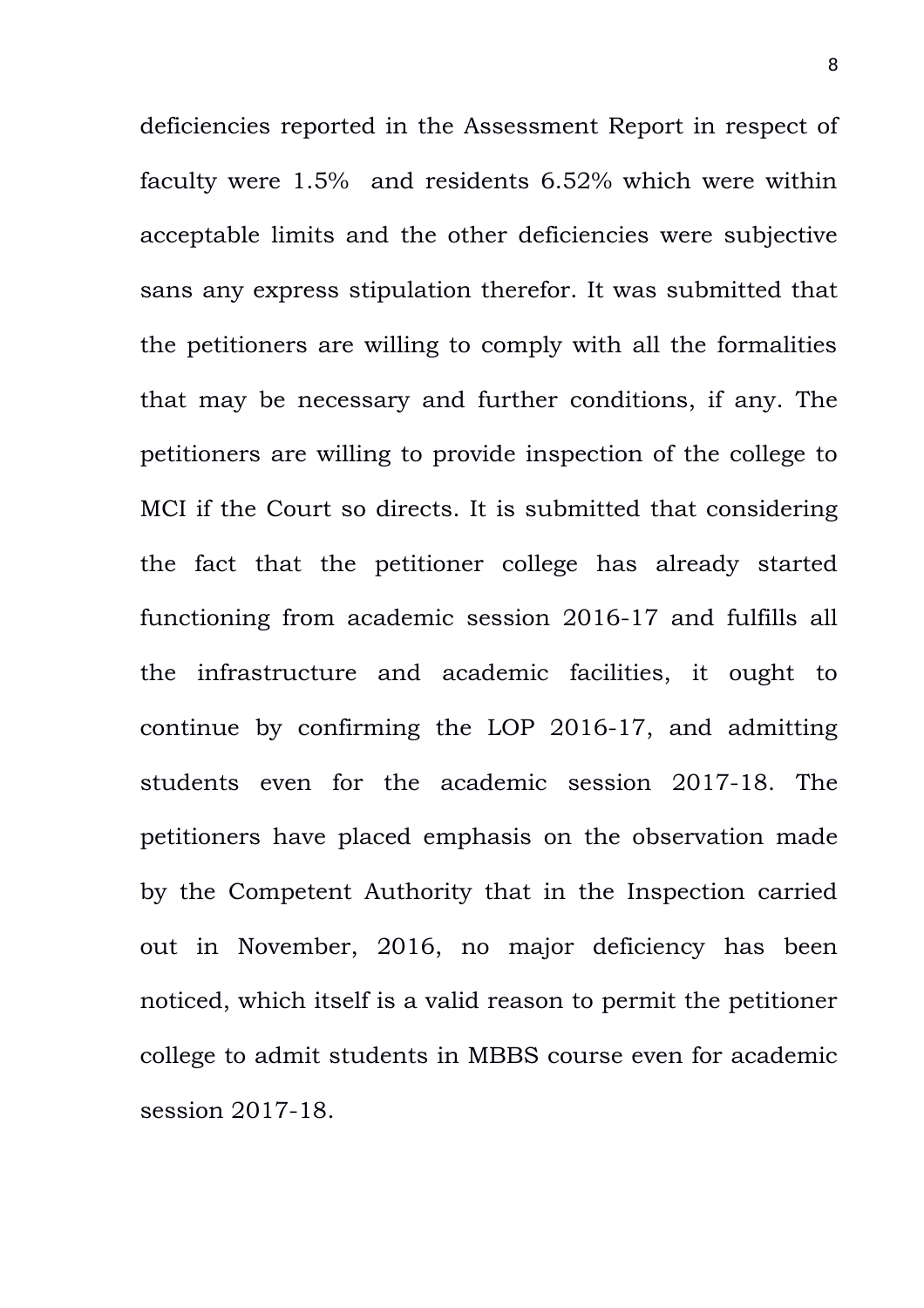deficiencies reported in the Assessment Report in respect of faculty were 1.5%  and residents 6.52% which were within acceptable limits and the other deficiencies were subjective sans any express stipulation therefor. It was submitted that the petitioners are willing to comply with all the formalities that may be necessary and further conditions, if any. The petitioners are willing to provide inspection of the college to MCI if the Court so directs. It is submitted that considering the fact that the petitioner college has already started functioning from academic session 2016-17 and fulfills all the infrastructure and academic facilities, it ought to continue by confirming the LOP 2016-17, and admitting students even for the academic session 2017-18. The petitioners have placed emphasis on the observation made by the Competent Authority that in the Inspection carried out in November, 2016, no major deficiency has been noticed, which itself is a valid reason to permit the petitioner college to admit students in MBBS course even for academic session 2017-18.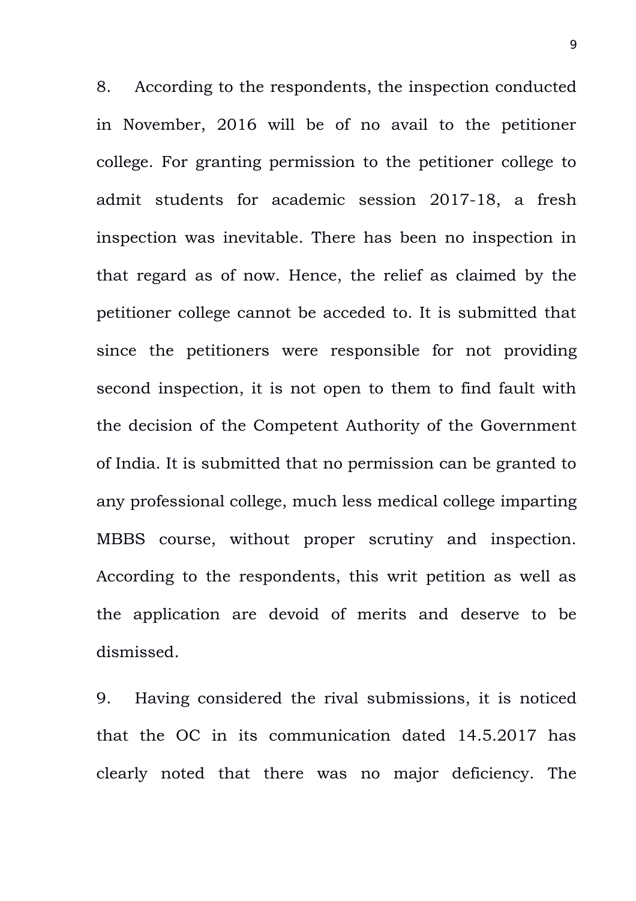8. According to the respondents, the inspection conducted in November, 2016 will be of no avail to the petitioner college. For granting permission to the petitioner college to admit students for academic session 2017-18, a fresh inspection was inevitable. There has been no inspection in that regard as of now. Hence, the relief as claimed by the petitioner college cannot be acceded to. It is submitted that since the petitioners were responsible for not providing second inspection, it is not open to them to find fault with the decision of the Competent Authority of the Government of India. It is submitted that no permission can be granted to any professional college, much less medical college imparting MBBS course, without proper scrutiny and inspection. According to the respondents, this writ petition as well as the application are devoid of merits and deserve to be dismissed.

9. Having considered the rival submissions, it is noticed that the OC in its communication dated 14.5.2017 has clearly noted that there was no major deficiency. The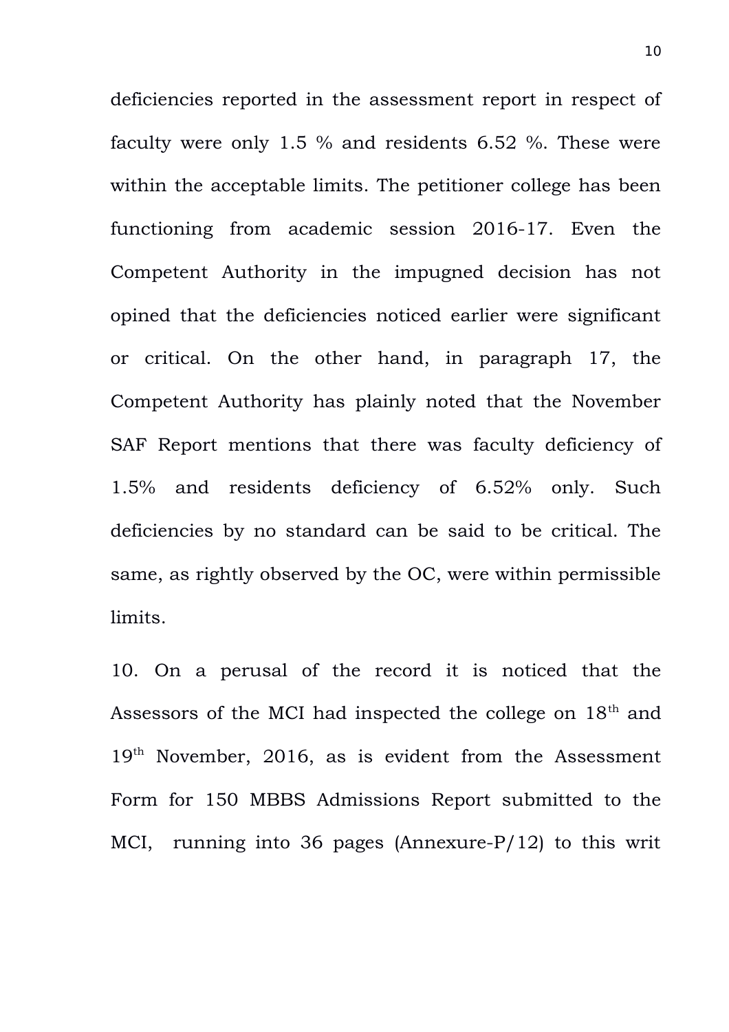deficiencies reported in the assessment report in respect of faculty were only 1.5 % and residents 6.52 %. These were within the acceptable limits. The petitioner college has been functioning from academic session 2016-17. Even the Competent Authority in the impugned decision has not opined that the deficiencies noticed earlier were significant or critical. On the other hand, in paragraph 17, the Competent Authority has plainly noted that the November SAF Report mentions that there was faculty deficiency of 1.5% and residents deficiency of 6.52% only. Such deficiencies by no standard can be said to be critical. The same, as rightly observed by the OC, were within permissible limits.

10. On a perusal of the record it is noticed that the Assessors of the MCI had inspected the college on 18th and 19th November, 2016, as is evident from the Assessment Form for 150 MBBS Admissions Report submitted to the MCI, running into 36 pages (Annexure-P/12) to this writ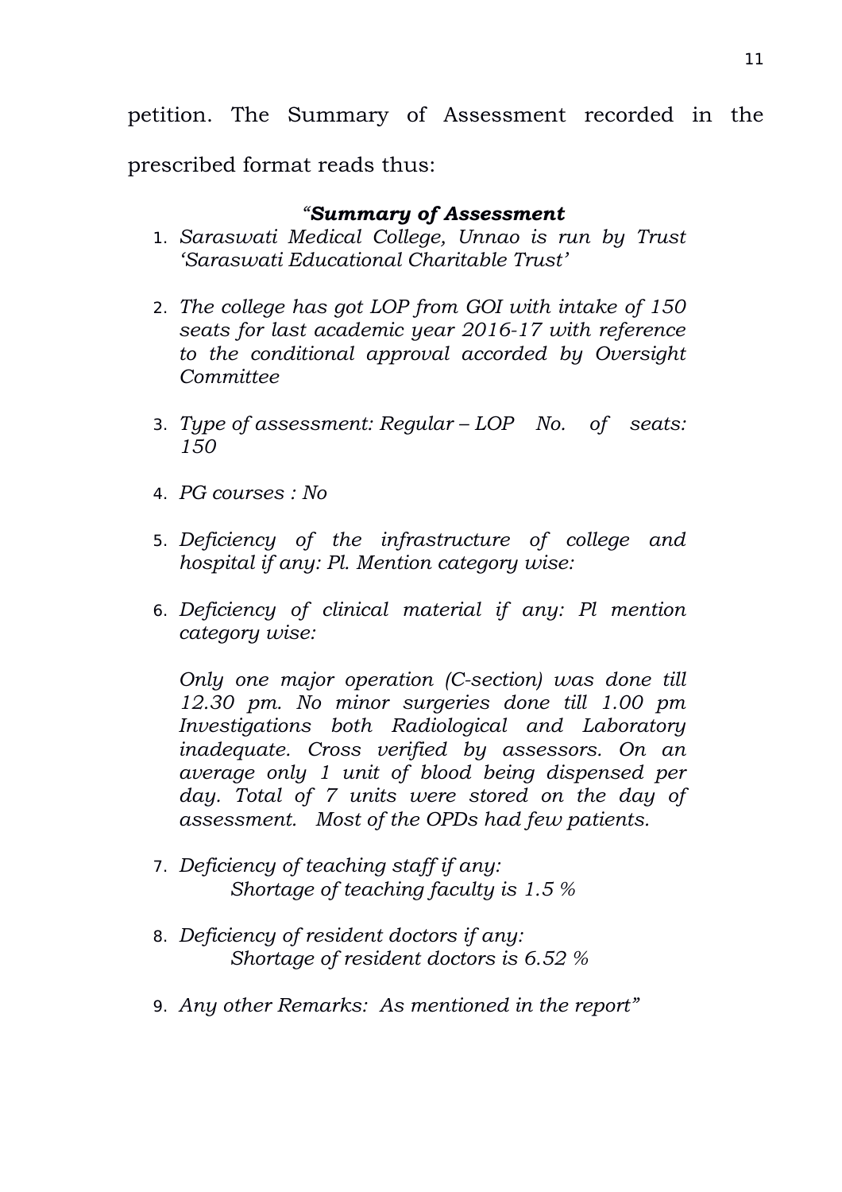petition. The Summary of Assessment recorded in the prescribed format reads thus:

*"**Summary of Assessment***

1. *Saraswati Medical College, Unnao is run by Trust 'Saraswati Educational Charitable Trust'*

2. *The college has got LOP from GOI with intake of 150 seats for last academic year 2016-17 with reference to the conditional approval accorded by Oversight Committee*

3. *Type of assessment: Regular – LOP No. of seats: 150*

4. *PG courses : No*

5. *Deficiency of the infrastructure of college and hospital if any: Pl. Mention category wise:*

6. *Deficiency of clinical material if any: Pl mention category wise:*

   *Only one major operation (C-section) was done till 12.30 pm. No minor surgeries done till 1.00 pm Investigations both Radiological and Laboratory inadequate. Cross verified by assessors. On an average only 1 unit of blood being dispensed per day. Total of 7 units were stored on the day of assessment. Most of the OPDs had few patients.*

7. *Deficiency of teaching staff if any:*
   *Shortage of teaching faculty is 1.5 %*

8. *Deficiency of resident doctors if any:*
   *Shortage of resident doctors is 6.52 %*

9. *Any other Remarks: As mentioned in the report"*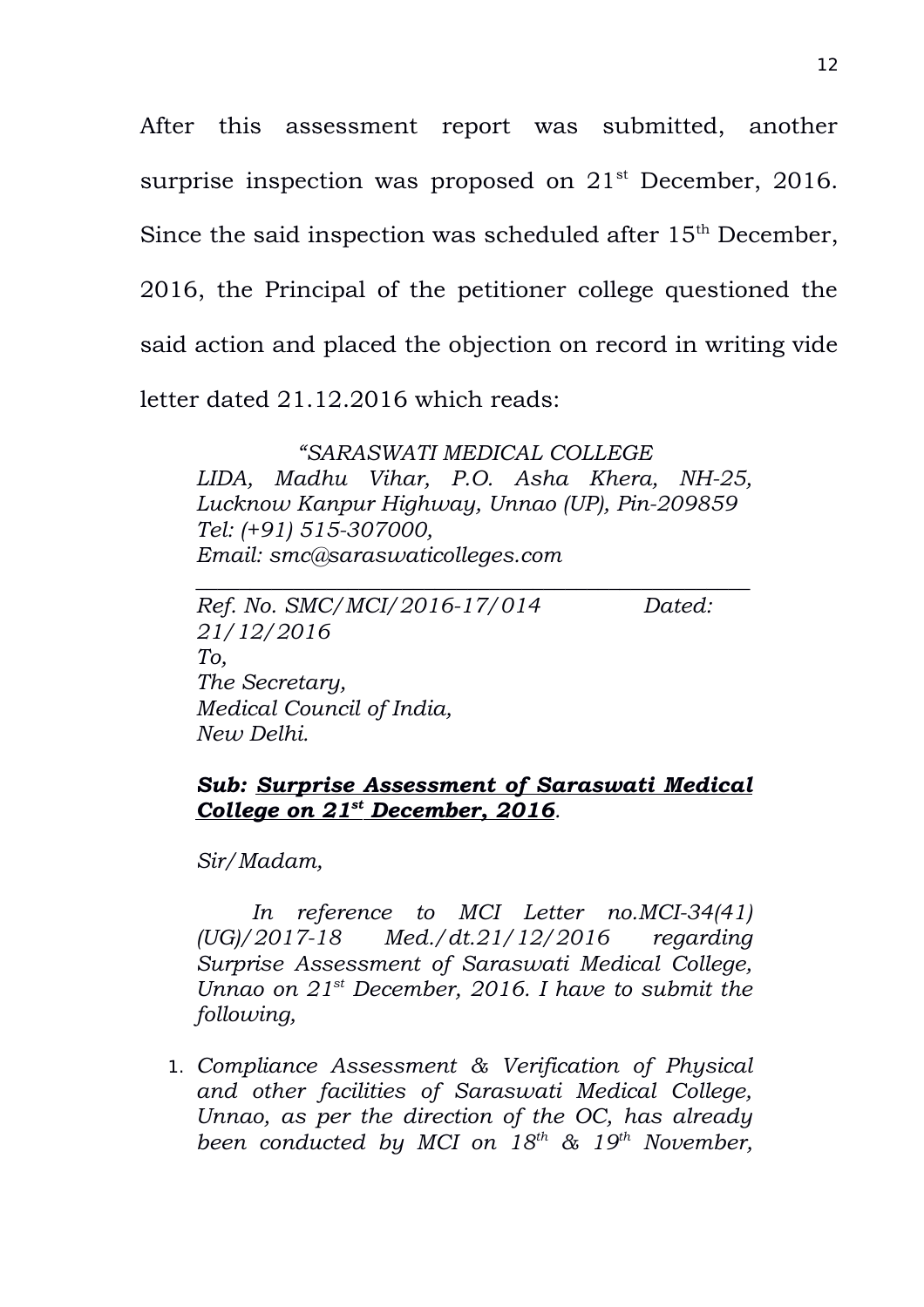After this assessment report was submitted, another surprise inspection was proposed on 21st December, 2016. Since the said inspection was scheduled after 15th December, 2016, the Principal of the petitioner college questioned the said action and placed the objection on record in writing vide letter dated 21.12.2016 which reads:

> *"SARASWATI MEDICAL COLLEGE*
> *LIDA, Madhu Vihar, P.O. Asha Khera, NH-25, Lucknow Kanpur Highway, Unnao (UP), Pin-209859*
> *Tel: (+91) 515-307000,*
> *Email: smc@saraswaticolleges.com*
>
> ---
>
> *Ref. No. SMC/MCI/2016-17/014 Dated: 21/12/2016*
> *To,*
> *The Secretary,*
> *Medical Council of India,*
> *New Delhi.*
>
> ***Sub: Surprise Assessment of Saraswati Medical College on 21st December, 2016.***
>
> *Sir/Madam,*
>
> *In reference to MCI Letter no.MCI-34(41) (UG)/2017-18 Med./dt.21/12/2016 regarding Surprise Assessment of Saraswati Medical College, Unnao on 21st December, 2016. I have to submit the following,*
>
> 1. *Compliance Assessment & Verification of Physical and other facilities of Saraswati Medical College, Unnao, as per the direction of the OC, has already been conducted by MCI on 18th & 19th November,*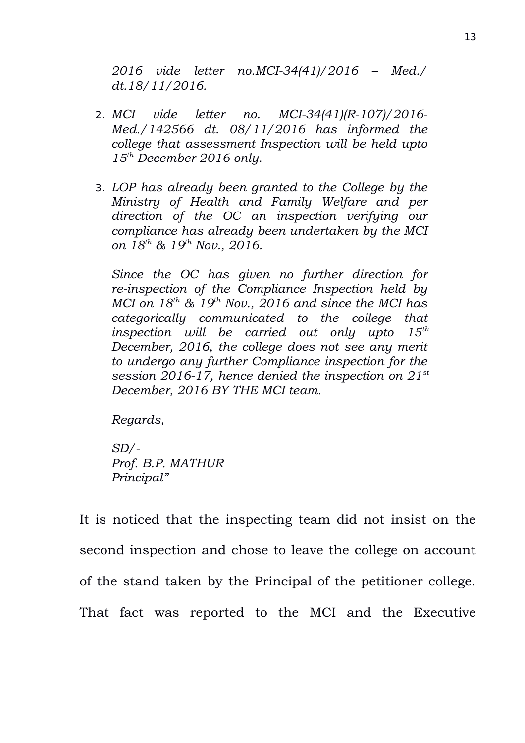*2016 vide letter no.MCI-34(41)/2016 – Med./ dt.18/11/2016.*

2. *MCI vide letter no. MCI-34(41)(R-107)/2016-Med./142566 dt. 08/11/2016 has informed the college that assessment Inspection will be held upto 15th December 2016 only.*

3. *LOP has already been granted to the College by the Ministry of Health and Family Welfare and per direction of the OC an inspection verifying our compliance has already been undertaken by the MCI on 18th & 19th Nov., 2016.*

   *Since the OC has given no further direction for re-inspection of the Compliance Inspection held by MCI on 18th & 19th Nov., 2016 and since the MCI has categorically communicated to the college that inspection will be carried out only upto 15th December, 2016, the college does not see any merit to undergo any further Compliance inspection for the session 2016-17, hence denied the inspection on 21st December, 2016 BY THE MCI team.*

   *Regards,*

   *SD/-*
   *Prof. B.P. MATHUR*
   *Principal"*

It is noticed that the inspecting team did not insist on the second inspection and chose to leave the college on account of the stand taken by the Principal of the petitioner college. That fact was reported to the MCI and the Executive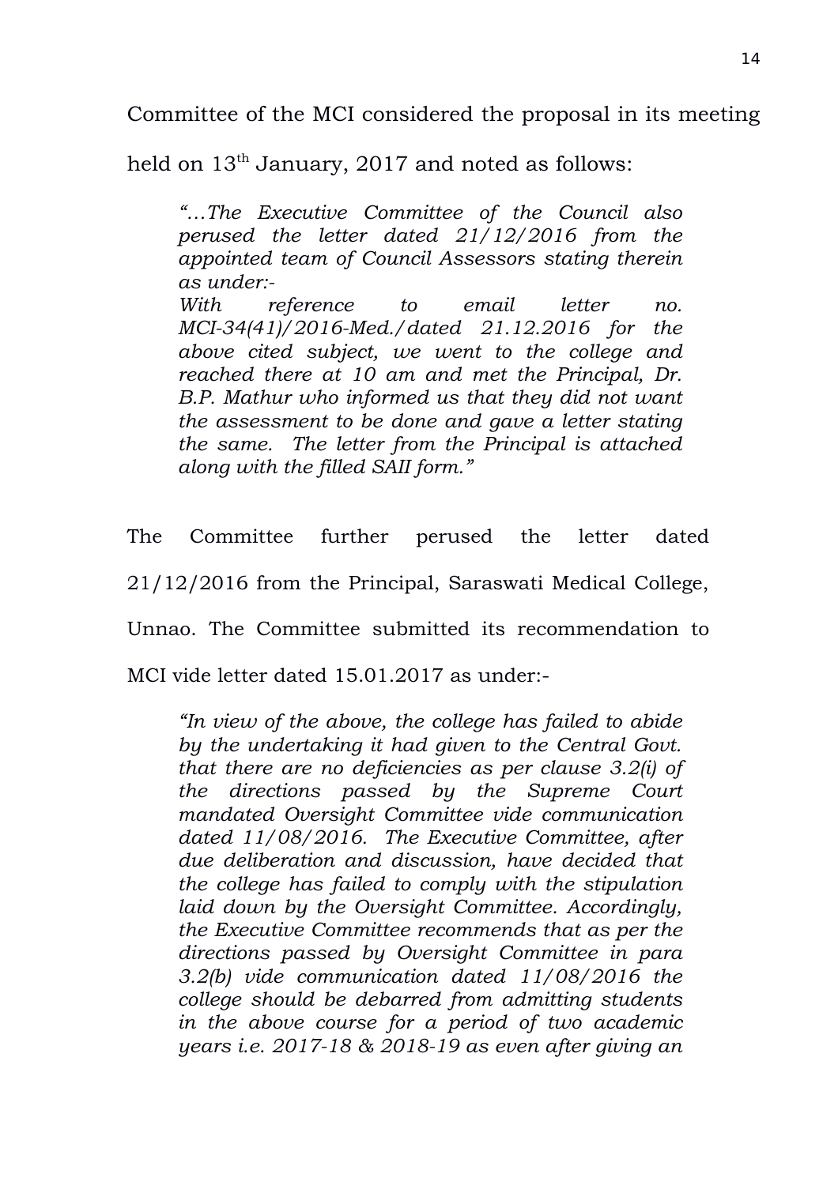Committee of the MCI considered the proposal in its meeting held on 13th January, 2017 and noted as follows:

> *"…The Executive Committee of the Council also perused the letter dated 21/12/2016 from the appointed team of Council Assessors stating therein as under:-*
> *With reference to email letter no. MCI-34(41)/2016-Med./dated 21.12.2016 for the above cited subject, we went to the college and reached there at 10 am and met the Principal, Dr. B.P. Mathur who informed us that they did not want the assessment to be done and gave a letter stating the same. The letter from the Principal is attached along with the filled SAII form."*

The Committee further perused the letter dated 21/12/2016 from the Principal, Saraswati Medical College, Unnao. The Committee submitted its recommendation to MCI vide letter dated 15.01.2017 as under:-

> *"In view of the above, the college has failed to abide by the undertaking it had given to the Central Govt. that there are no deficiencies as per clause 3.2(i) of the directions passed by the Supreme Court mandated Oversight Committee vide communication dated 11/08/2016. The Executive Committee, after due deliberation and discussion, have decided that the college has failed to comply with the stipulation laid down by the Oversight Committee. Accordingly, the Executive Committee recommends that as per the directions passed by Oversight Committee in para 3.2(b) vide communication dated 11/08/2016 the college should be debarred from admitting students in the above course for a period of two academic years i.e. 2017-18 & 2018-19 as even after giving an*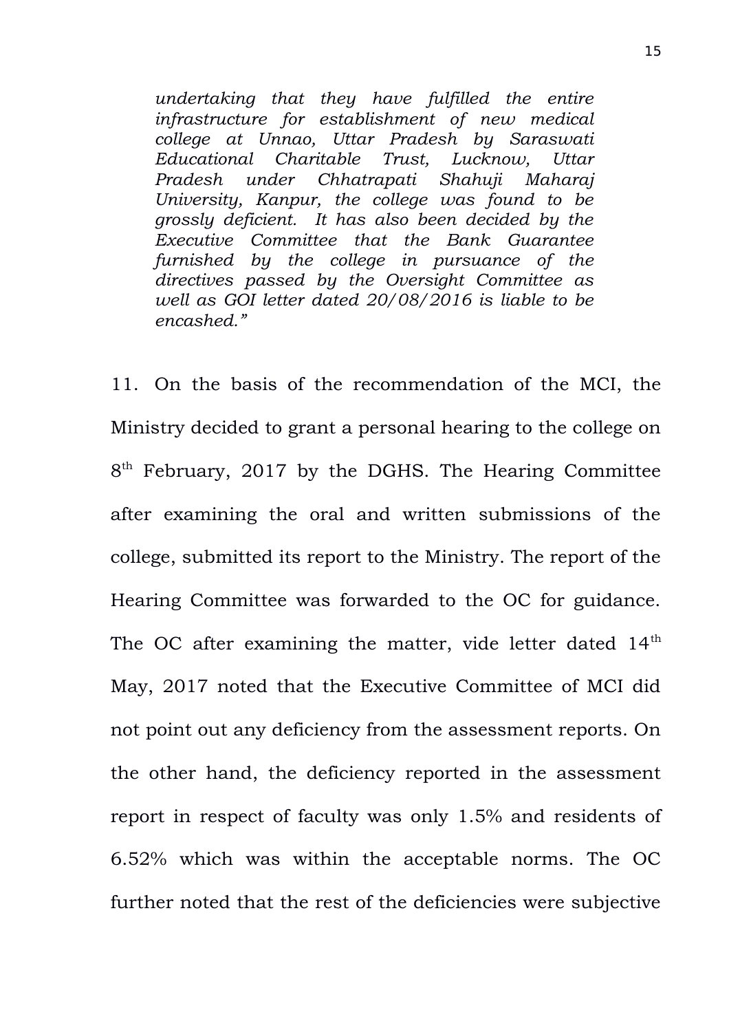*undertaking that they have fulfilled the entire infrastructure for establishment of new medical college at Unnao, Uttar Pradesh by Saraswati Educational Charitable Trust, Lucknow, Uttar Pradesh under Chhatrapati Shahuji Maharaj University, Kanpur, the college was found to be grossly deficient. It has also been decided by the Executive Committee that the Bank Guarantee furnished by the college in pursuance of the directives passed by the Oversight Committee as well as GOI letter dated 20/08/2016 is liable to be encashed."*

11. On the basis of the recommendation of the MCI, the Ministry decided to grant a personal hearing to the college on 8th February, 2017 by the DGHS. The Hearing Committee after examining the oral and written submissions of the college, submitted its report to the Ministry. The report of the Hearing Committee was forwarded to the OC for guidance. The OC after examining the matter, vide letter dated 14th May, 2017 noted that the Executive Committee of MCI did not point out any deficiency from the assessment reports. On the other hand, the deficiency reported in the assessment report in respect of faculty was only 1.5% and residents of 6.52% which was within the acceptable norms. The OC further noted that the rest of the deficiencies were subjective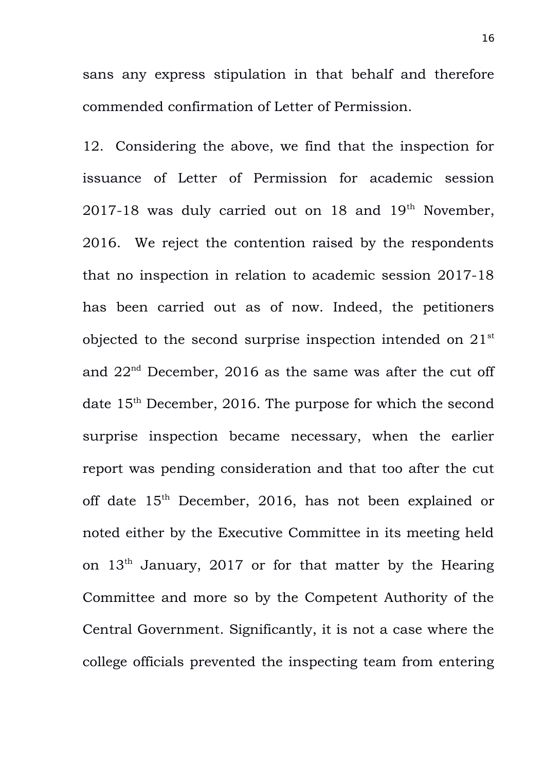sans any express stipulation in that behalf and therefore commended confirmation of Letter of Permission.

12. Considering the above, we find that the inspection for issuance of Letter of Permission for academic session 2017-18 was duly carried out on 18 and 19th November, 2016. We reject the contention raised by the respondents that no inspection in relation to academic session 2017-18 has been carried out as of now. Indeed, the petitioners objected to the second surprise inspection intended on 21st and 22nd December, 2016 as the same was after the cut off date 15th December, 2016. The purpose for which the second surprise inspection became necessary, when the earlier report was pending consideration and that too after the cut off date 15th December, 2016, has not been explained or noted either by the Executive Committee in its meeting held on 13th January, 2017 or for that matter by the Hearing Committee and more so by the Competent Authority of the Central Government. Significantly, it is not a case where the college officials prevented the inspecting team from entering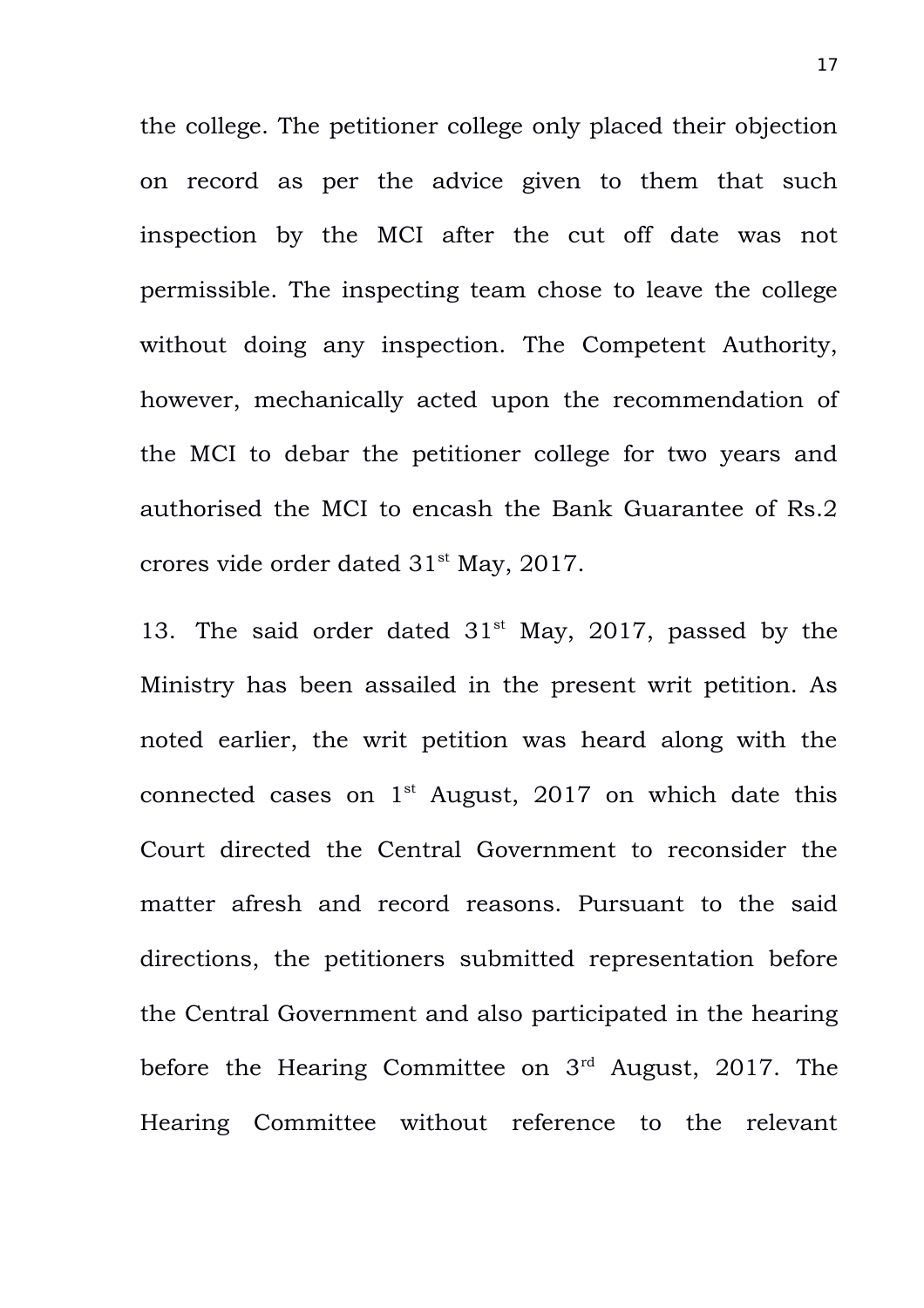the college. The petitioner college only placed their objection on record as per the advice given to them that such inspection by the MCI after the cut off date was not permissible. The inspecting team chose to leave the college without doing any inspection. The Competent Authority, however, mechanically acted upon the recommendation of the MCI to debar the petitioner college for two years and authorised the MCI to encash the Bank Guarantee of Rs.2 crores vide order dated 31st May, 2017.

13. The said order dated 31st May, 2017, passed by the Ministry has been assailed in the present writ petition. As noted earlier, the writ petition was heard along with the connected cases on 1st August, 2017 on which date this Court directed the Central Government to reconsider the matter afresh and record reasons. Pursuant to the said directions, the petitioners submitted representation before the Central Government and also participated in the hearing before the Hearing Committee on 3rd August, 2017. The Hearing Committee without reference to the relevant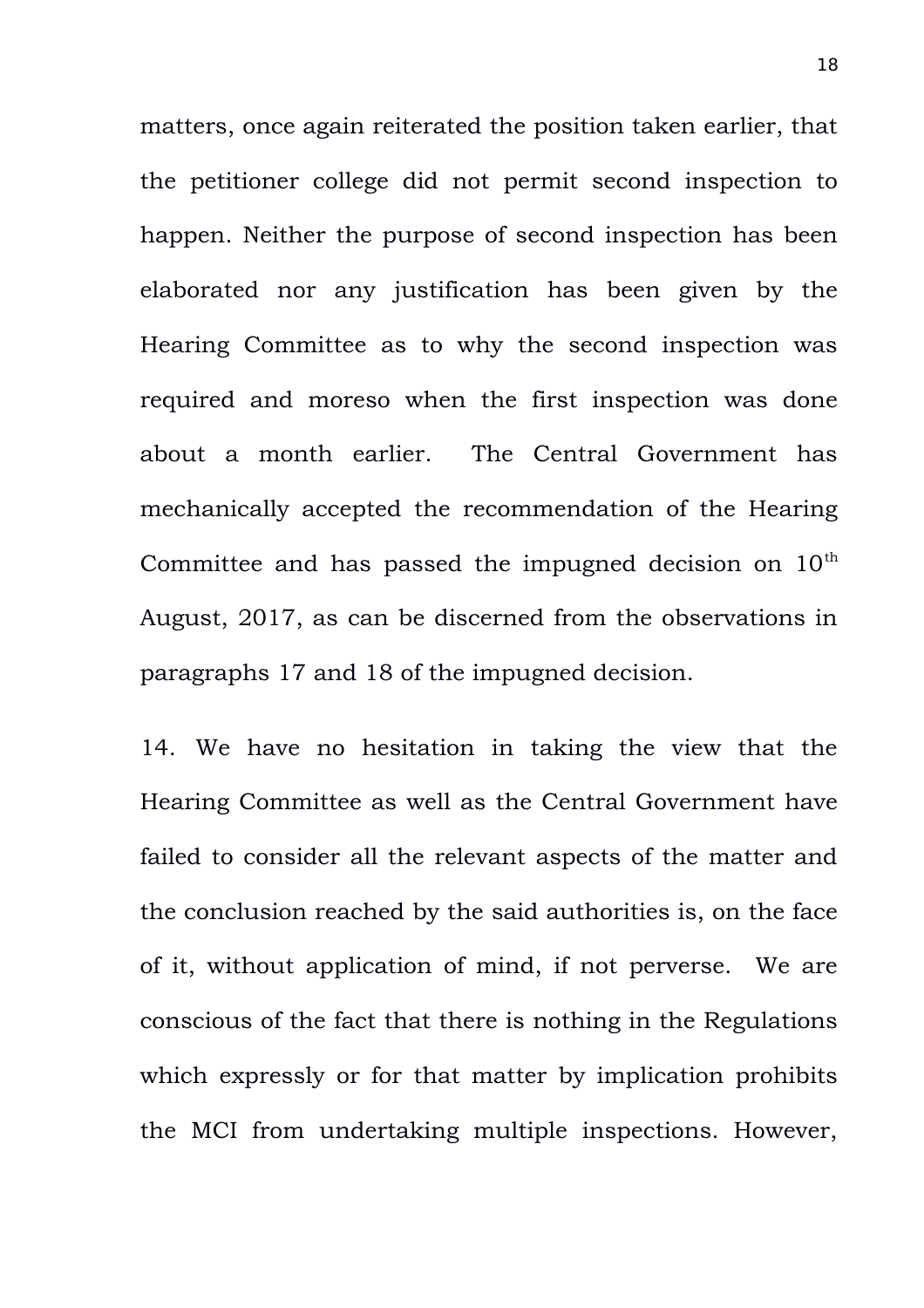matters, once again reiterated the position taken earlier, that the petitioner college did not permit second inspection to happen. Neither the purpose of second inspection has been elaborated nor any justification has been given by the Hearing Committee as to why the second inspection was required and moreso when the first inspection was done about a month earlier. The Central Government has mechanically accepted the recommendation of the Hearing Committee and has passed the impugned decision on 10th August, 2017, as can be discerned from the observations in paragraphs 17 and 18 of the impugned decision.

14. We have no hesitation in taking the view that the Hearing Committee as well as the Central Government have failed to consider all the relevant aspects of the matter and the conclusion reached by the said authorities is, on the face of it, without application of mind, if not perverse. We are conscious of the fact that there is nothing in the Regulations which expressly or for that matter by implication prohibits the MCI from undertaking multiple inspections. However,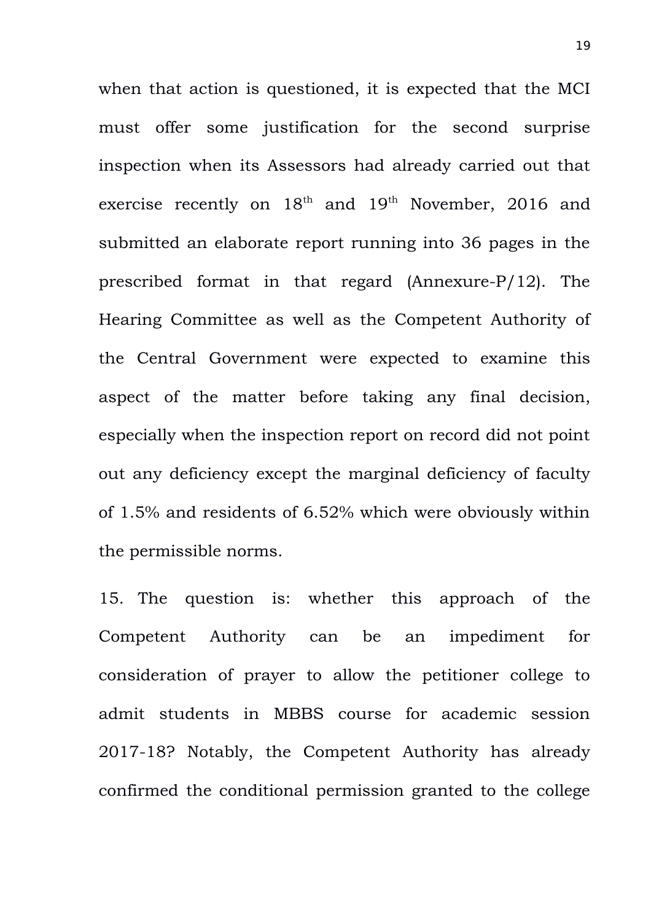when that action is questioned, it is expected that the MCI must offer some justification for the second surprise inspection when its Assessors had already carried out that exercise recently on 18th and 19th November, 2016 and submitted an elaborate report running into 36 pages in the prescribed format in that regard (Annexure-P/12). The Hearing Committee as well as the Competent Authority of the Central Government were expected to examine this aspect of the matter before taking any final decision, especially when the inspection report on record did not point out any deficiency except the marginal deficiency of faculty of 1.5% and residents of 6.52% which were obviously within the permissible norms.

15. The question is: whether this approach of the Competent Authority can be an impediment for consideration of prayer to allow the petitioner college to admit students in MBBS course for academic session 2017-18? Notably, the Competent Authority has already confirmed the conditional permission granted to the college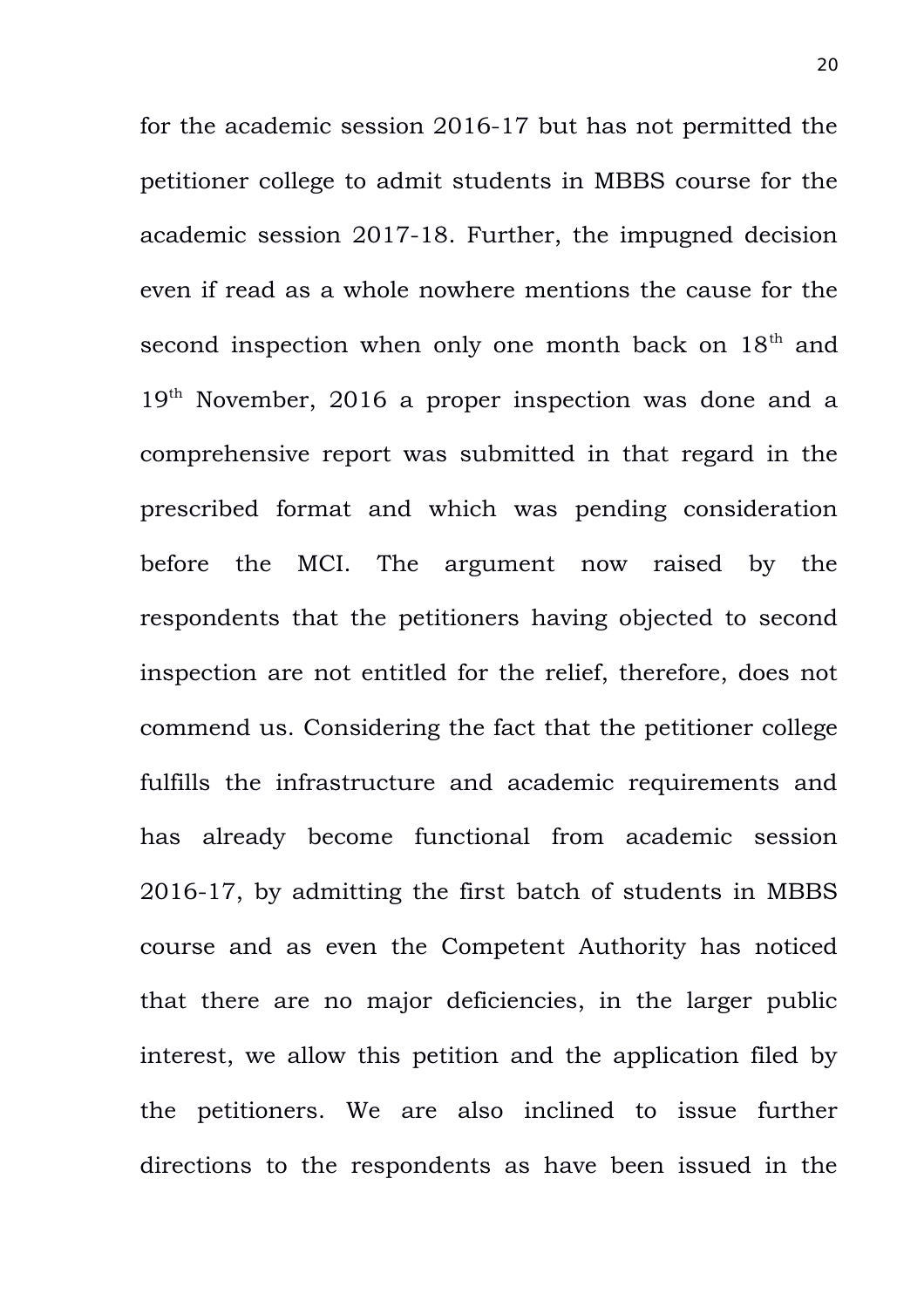for the academic session 2016-17 but has not permitted the petitioner college to admit students in MBBS course for the academic session 2017-18. Further, the impugned decision even if read as a whole nowhere mentions the cause for the second inspection when only one month back on 18th and 19th November, 2016 a proper inspection was done and a comprehensive report was submitted in that regard in the prescribed format and which was pending consideration before the MCI. The argument now raised by the respondents that the petitioners having objected to second inspection are not entitled for the relief, therefore, does not commend us. Considering the fact that the petitioner college fulfills the infrastructure and academic requirements and has already become functional from academic session 2016-17, by admitting the first batch of students in MBBS course and as even the Competent Authority has noticed that there are no major deficiencies, in the larger public interest, we allow this petition and the application filed by the petitioners. We are also inclined to issue further directions to the respondents as have been issued in the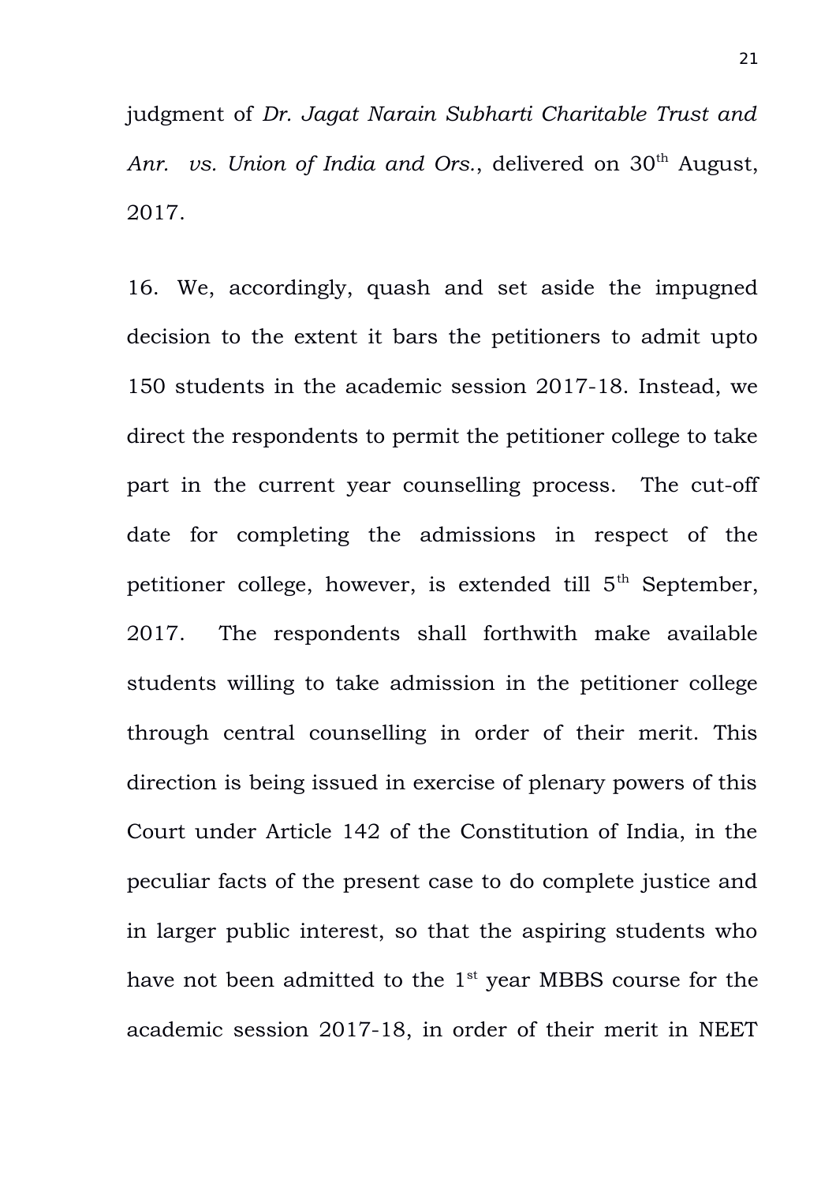judgment of *Dr. Jagat Narain Subharti Charitable Trust and Anr. vs. Union of India and Ors.*, delivered on 30th August, 2017.

16. We, accordingly, quash and set aside the impugned decision to the extent it bars the petitioners to admit upto 150 students in the academic session 2017-18. Instead, we direct the respondents to permit the petitioner college to take part in the current year counselling process. The cut-off date for completing the admissions in respect of the petitioner college, however, is extended till 5th September, 2017. The respondents shall forthwith make available students willing to take admission in the petitioner college through central counselling in order of their merit. This direction is being issued in exercise of plenary powers of this Court under Article 142 of the Constitution of India, in the peculiar facts of the present case to do complete justice and in larger public interest, so that the aspiring students who have not been admitted to the 1st year MBBS course for the academic session 2017-18, in order of their merit in NEET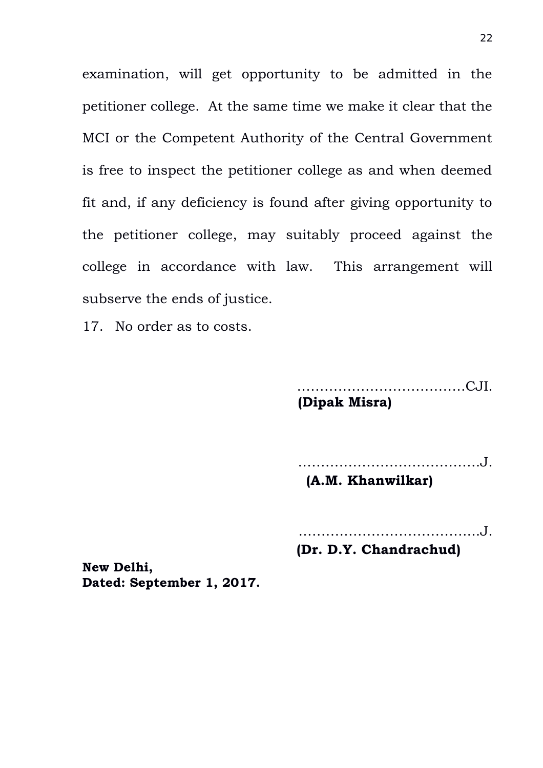examination, will get opportunity to be admitted in the petitioner college. At the same time we make it clear that the MCI or the Competent Authority of the Central Government is free to inspect the petitioner college as and when deemed fit and, if any deficiency is found after giving opportunity to the petitioner college, may suitably proceed against the college in accordance with law. This arrangement will subserve the ends of justice.

17. No order as to costs.

……………………………….CJI.
**(Dipak Misra)**

………………………………….J.
**(A.M. Khanwilkar)**

………………………………….J.
**(Dr. D.Y. Chandrachud)**

**New Delhi,**
**Dated: September 1, 2017.**